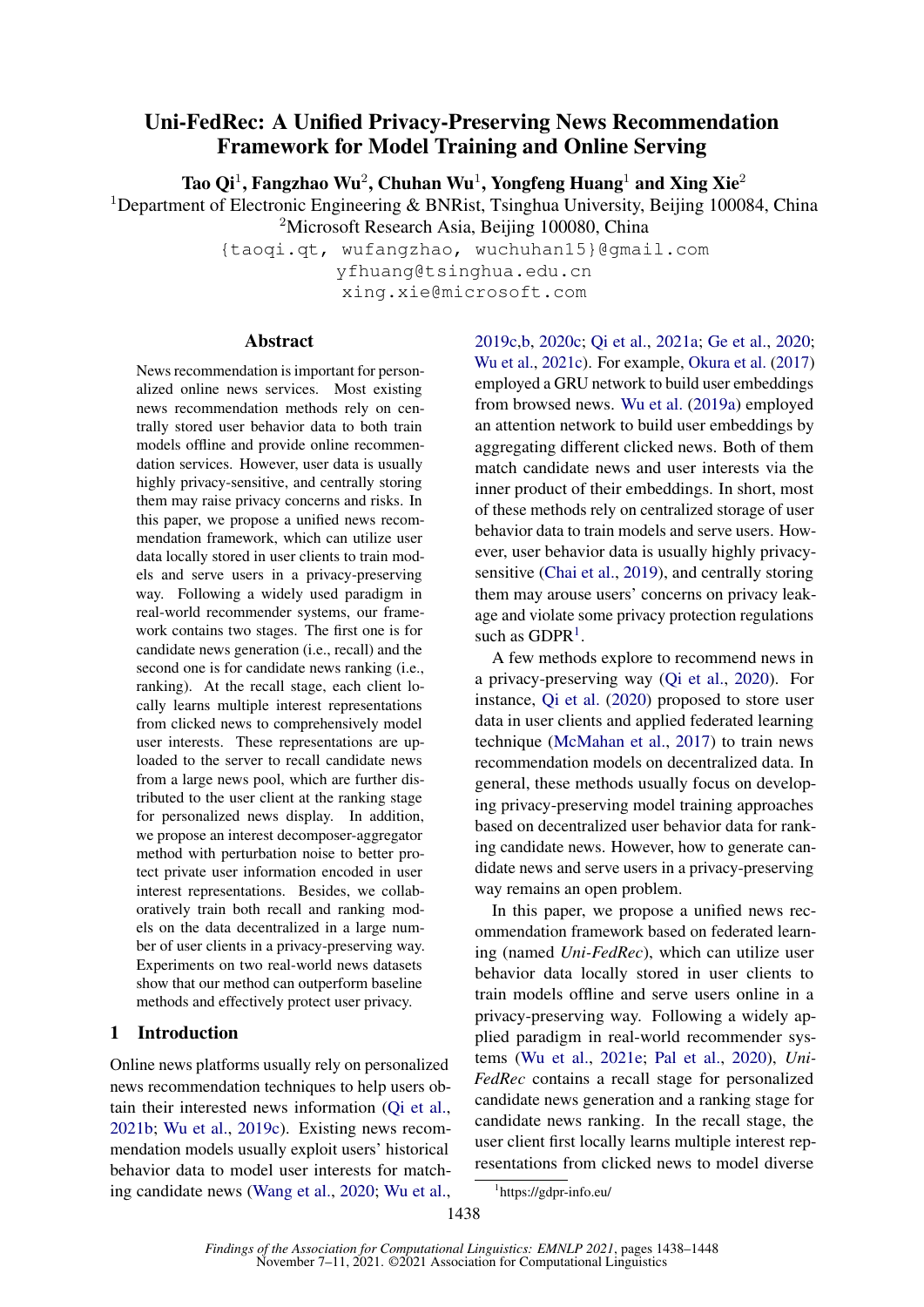# Uni-FedRec: A Unified Privacy-Preserving News Recommendation Framework for Model Training and Online Serving

**Tao Qi**[1], **Fangzhao Wu**[2], **Chuhan Wu**[1], **Yongfeng Huang**[1] **and Xing Xie**[2]

[1]Department of Electronic Engineering & BNRist, Tsinghua University, Beijing 100084, China
[2]Microsoft Research Asia, Beijing 100080, China

{taoqi.qt, wufangzhao, wuchuhan15}@gmail.com
yfhuang@tsinghua.edu.cn
xing.xie@microsoft.com

## Abstract

News recommendation is important for personalized online news services. Most existing news recommendation methods rely on centrally stored user behavior data to both train models offline and provide online recommendation services. However, user data is usually highly privacy-sensitive, and centrally storing them may raise privacy concerns and risks. In this paper, we propose a unified news recommendation framework, which can utilize user data locally stored in user clients to train models and serve users in a privacy-preserving way. Following a widely used paradigm in real-world recommender systems, our framework contains two stages. The first one is for candidate news generation (i.e., recall) and the second one is for candidate news ranking (i.e., ranking). At the recall stage, each client locally learns multiple interest representations from clicked news to comprehensively model user interests. These representations are uploaded to the server to recall candidate news from a large news pool, which are further distributed to the user client at the ranking stage for personalized news display. In addition, we propose an interest decomposer-aggregator method with perturbation noise to better protect private user information encoded in user interest representations. Besides, we collaboratively train both recall and ranking models on the data decentralized in a large number of user clients in a privacy-preserving way. Experiments on two real-world news datasets show that our method can outperform baseline methods and effectively protect user privacy.

## 1 Introduction

Online news platforms usually rely on personalized news recommendation techniques to help users obtain their interested news information (Qi et al., 2021b; Wu et al., 2019c). Existing news recommendation models usually exploit users' historical behavior data to model user interests for matching candidate news (Wang et al., 2020; Wu et al., 2019c,b, 2020c; Qi et al., 2021a; Ge et al., 2020; Wu et al., 2021c). For example, Okura et al. (2017) employed a GRU network to build user embeddings from browsed news. Wu et al. (2019a) employed an attention network to build user embeddings by aggregating different clicked news. Both of them match candidate news and user interests via the inner product of their embeddings. In short, most of these methods rely on centralized storage of user behavior data to train models and serve users. However, user behavior data is usually highly privacy-sensitive (Chai et al., 2019), and centrally storing them may arouse users' concerns on privacy leakage and violate some privacy protection regulations such as GDPR[1].

A few methods explore to recommend news in a privacy-preserving way (Qi et al., 2020). For instance, Qi et al. (2020) proposed to store user data in user clients and applied federated learning technique (McMahan et al., 2017) to train news recommendation models on decentralized data. In general, these methods usually focus on developing privacy-preserving model training approaches based on decentralized user behavior data for ranking candidate news. However, how to generate candidate news and serve users in a privacy-preserving way remains an open problem.

In this paper, we propose a unified news recommendation framework based on federated learning (named *Uni-FedRec*), which can utilize user behavior data locally stored in user clients to train models offline and serve users online in a privacy-preserving way. Following a widely applied paradigm in real-world recommender systems (Wu et al., 2021e; Pal et al., 2020), *Uni-FedRec* contains a recall stage for personalized candidate news generation and a ranking stage for candidate news ranking. In the recall stage, the user client first locally learns multiple interest representations from clicked news to model diverse

[1]https://gdpr-info.eu/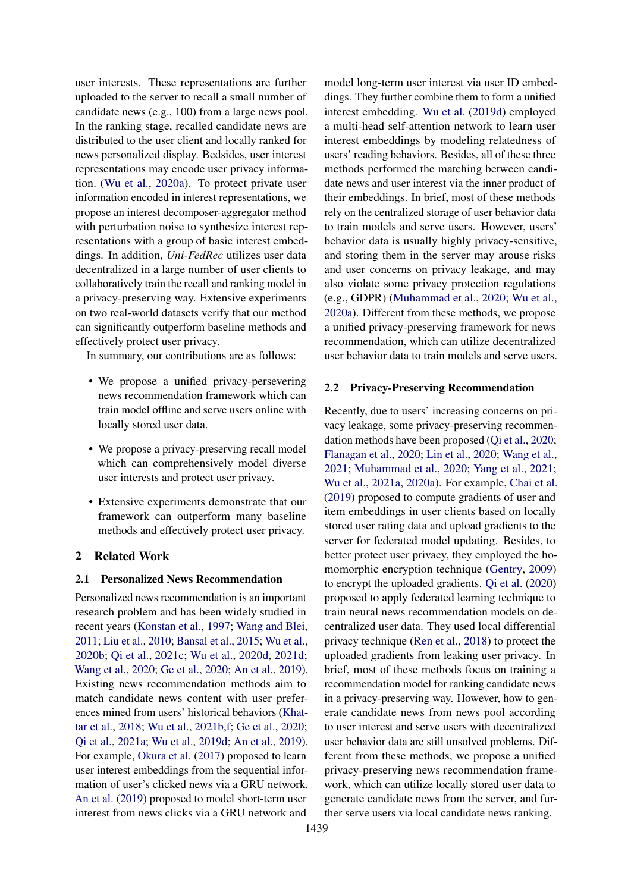user interests. These representations are further uploaded to the server to recall a small number of candidate news (e.g., 100) from a large news pool. In the ranking stage, recalled candidate news are distributed to the user client and locally ranked for news personalized display. Bedsides, user interest representations may encode user privacy information. (Wu et al., 2020a). To protect private user information encoded in interest representations, we propose an interest decomposer-aggregator method with perturbation noise to synthesize interest representations with a group of basic interest embeddings. In addition, *Uni-FedRec* utilizes user data decentralized in a large number of user clients to collaboratively train the recall and ranking model in a privacy-preserving way. Extensive experiments on two real-world datasets verify that our method can significantly outperform baseline methods and effectively protect user privacy.

In summary, our contributions are as follows:

- We propose a unified privacy-persevering news recommendation framework which can train model offline and serve users online with locally stored user data.
- We propose a privacy-preserving recall model which can comprehensively model diverse user interests and protect user privacy.
- Extensive experiments demonstrate that our framework can outperform many baseline methods and effectively protect user privacy.

## 2 Related Work

### 2.1 Personalized News Recommendation

Personalized news recommendation is an important research problem and has been widely studied in recent years (Konstan et al., 1997; Wang and Blei, 2011; Liu et al., 2010; Bansal et al., 2015; Wu et al., 2020b; Qi et al., 2021c; Wu et al., 2020d, 2021d; Wang et al., 2020; Ge et al., 2020; An et al., 2019). Existing news recommendation methods aim to match candidate news content with user preferences mined from users' historical behaviors (Khattar et al., 2018; Wu et al., 2021b,f; Ge et al., 2020; Qi et al., 2021a; Wu et al., 2019d; An et al., 2019). For example, Okura et al. (2017) proposed to learn user interest embeddings from the sequential information of user's clicked news via a GRU network. An et al. (2019) proposed to model short-term user interest from news clicks via a GRU network and model long-term user interest via user ID embeddings. They further combine them to form a unified interest embedding. Wu et al. (2019d) employed a multi-head self-attention network to learn user interest embeddings by modeling relatedness of users' reading behaviors. Besides, all of these three methods performed the matching between candidate news and user interest via the inner product of their embeddings. In brief, most of these methods rely on the centralized storage of user behavior data to train models and serve users. However, users' behavior data is usually highly privacy-sensitive, and storing them in the server may arouse risks and user concerns on privacy leakage, and may also violate some privacy protection regulations (e.g., GDPR) (Muhammad et al., 2020; Wu et al., 2020a). Different from these methods, we propose a unified privacy-preserving framework for news recommendation, which can utilize decentralized user behavior data to train models and serve users.

### 2.2 Privacy-Preserving Recommendation

Recently, due to users' increasing concerns on privacy leakage, some privacy-preserving recommendation methods have been proposed (Qi et al., 2020; Flanagan et al., 2020; Lin et al., 2020; Wang et al., 2021; Muhammad et al., 2020; Yang et al., 2021; Wu et al., 2021a, 2020a). For example, Chai et al. (2019) proposed to compute gradients of user and item embeddings in user clients based on locally stored user rating data and upload gradients to the server for federated model updating. Besides, to better protect user privacy, they employed the homomorphic encryption technique (Gentry, 2009) to encrypt the uploaded gradients. Qi et al. (2020) proposed to apply federated learning technique to train neural news recommendation models on decentralized user data. They used local differential privacy technique (Ren et al., 2018) to protect the uploaded gradients from leaking user privacy. In brief, most of these methods focus on training a recommendation model for ranking candidate news in a privacy-preserving way. However, how to generate candidate news from news pool according to user interest and serve users with decentralized user behavior data are still unsolved problems. Different from these methods, we propose a unified privacy-preserving news recommendation framework, which can utilize locally stored user data to generate candidate news from the server, and further serve users via local candidate news ranking.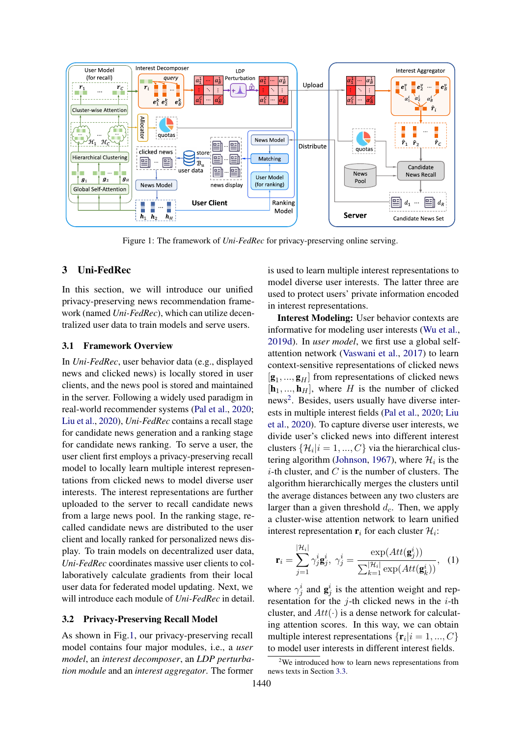Figure 1: The framework of *Uni-FedRec* for privacy-preserving online serving.

## 3 Uni-FedRec

In this section, we will introduce our unified privacy-preserving news recommendation framework (named *Uni-FedRec*), which can utilize decentralized user data to train models and serve users.

### 3.1 Framework Overview

In *Uni-FedRec*, user behavior data (e.g., displayed news and clicked news) is locally stored in user clients, and the news pool is stored and maintained in the server. Following a widely used paradigm in real-world recommender systems (Pal et al., 2020; Liu et al., 2020), *Uni-FedRec* contains a recall stage for candidate news generation and a ranking stage for candidate news ranking. To serve a user, the user client first employs a privacy-preserving recall model to locally learn multiple interest representations from clicked news to model diverse user interests. The interest representations are further uploaded to the server to recall candidate news from a large news pool. In the ranking stage, recalled candidate news are distributed to the user client and locally ranked for personalized news display. To train models on decentralized user data, *Uni-FedRec* coordinates massive user clients to collaboratively calculate gradients from their local user data for federated model updating. Next, we will introduce each module of *Uni-FedRec* in detail.

### 3.2 Privacy-Preserving Recall Model

As shown in Fig.1, our privacy-preserving recall model contains four major modules, i.e., a *user model*, an *interest decomposer*, an *LDP perturbation module* and an *interest aggregator*. The former is used to learn multiple interest representations to model diverse user interests. The latter three are used to protect users' private information encoded in interest representations.

**Interest Modeling:** User behavior contexts are informative for modeling user interests (Wu et al., 2019d). In *user model*, we first use a global self-attention network (Vaswani et al., 2017) to learn context-sensitive representations of clicked news $[\mathbf{g}_1, ..., \mathbf{g}_H]$ from representations of clicked news $[\mathbf{h}_1, ..., \mathbf{h}_H]$, where $H$ is the number of clicked news[2]. Besides, users usually have diverse interests in multiple interest fields (Pal et al., 2020; Liu et al., 2020). To capture diverse user interests, we divide user's clicked news into different interest clusters $\{\mathcal{H}_i | i = 1, ..., C\}$ via the hierarchical clustering algorithm (Johnson, 1967), where $\mathcal{H}_i$ is the $i$-th cluster, and $C$ is the number of clusters. The algorithm hierarchically merges the clusters until the average distances between any two clusters are larger than a given threshold $d_c$. Then, we apply a cluster-wise attention network to learn unified interest representation $\mathbf{r}_i$ for each cluster $\mathcal{H}_i$:

$$\mathbf{r}_i = \sum_{j=1}^{|\mathcal{H}_i|} \gamma_j^i \mathbf{g}_j^i, \;\; \gamma_j^i = \frac{\exp(Att(\mathbf{g}_j^i))}{\sum_{k=1}^{|\mathcal{H}_i|} \exp(Att(\mathbf{g}_k^i))}, \quad (1)$$

where $\gamma_j^i$ and $\mathbf{g}_j^i$ is the attention weight and representation for the $j$-th clicked news in the $i$-th cluster, and $Att(\cdot)$ is a dense network for calculating attention scores. In this way, we can obtain multiple interest representations $\{\mathbf{r}_i | i = 1, ..., C\}$ to model user interests in different interest fields.

[2] We introduced how to learn news representations from news texts in Section 3.3.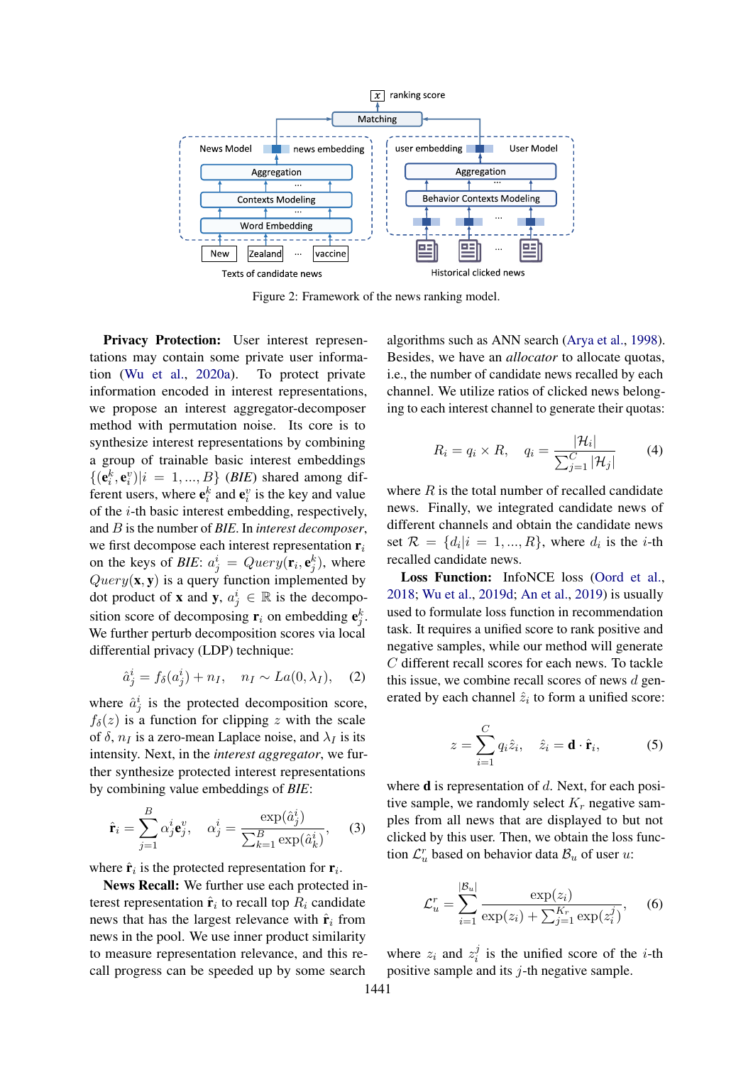Figure 2: Framework of the news ranking model.

**Privacy Protection:** User interest representations may contain some private user information (Wu et al., 2020a). To protect private information encoded in interest representations, we propose an interest aggregator-decomposer method with permutation noise. Its core is to synthesize interest representations by combining a group of trainable basic interest embeddings $\{(\mathbf{e}_i^k, \mathbf{e}_i^v)|i = 1, ..., B\}$ (*BIE*) shared among different users, where $\mathbf{e}_i^k$ and $\mathbf{e}_i^v$ is the key and value of the $i$-th basic interest embedding, respectively, and $B$ is the number of *BIE*. In *interest decomposer*, we first decompose each interest representation $\mathbf{r}_i$ on the keys of *BIE*: $a_j^i = Query(\mathbf{r}_i, \mathbf{e}_j^k)$, where $Query(\mathbf{x}, \mathbf{y})$ is a query function implemented by dot product of $\mathbf{x}$ and $\mathbf{y}$, $a_j^i \in \mathbb{R}$ is the decomposition score of decomposing $\mathbf{r}_i$ on embedding $\mathbf{e}_j^k$. We further perturb decomposition scores via local differential privacy (LDP) technique:

$$\hat{a}_j^i = f_\delta(a_j^i) + n_I, \quad n_I \sim La(0, \lambda_I), \tag{2}$$

where $\hat{a}_j^i$ is the protected decomposition score, $f_\delta(z)$ is a function for clipping $z$ with the scale of $\delta$, $n_I$ is a zero-mean Laplace noise, and $\lambda_I$ is its intensity. Next, in the *interest aggregator*, we further synthesize protected interest representations by combining value embeddings of *BIE*:

$$\hat{\mathbf{r}}_i = \sum_{j=1}^{B} \alpha_j^i \mathbf{e}_j^v, \quad \alpha_j^i = \frac{\exp(\hat{a}_j^i)}{\sum_{k=1}^{B} \exp(\hat{a}_k^i)}, \tag{3}$$

where $\hat{\mathbf{r}}_i$ is the protected representation for $\mathbf{r}_i$.

**News Recall:** We further use each protected interest representation $\hat{\mathbf{r}}_i$ to recall top $R_i$ candidate news that has the largest relevance with $\hat{\mathbf{r}}_i$ from news in the pool. We use inner product similarity to measure representation relevance, and this recall progress can be speeded up by some search algorithms such as ANN search (Arya et al., 1998). Besides, we have an *allocator* to allocate quotas, i.e., the number of candidate news recalled by each channel. We utilize ratios of clicked news belonging to each interest channel to generate their quotas:

$$R_i = q_i \times R, \quad q_i = \frac{|\mathcal{H}_i|}{\sum_{j=1}^{C} |\mathcal{H}_j|} \tag{4}$$

where $R$ is the total number of recalled candidate news. Finally, we integrated candidate news of different channels and obtain the candidate news set $\mathcal{R} = \{d_i | i = 1, ..., R\}$, where $d_i$ is the $i$-th recalled candidate news.

**Loss Function:** InfoNCE loss (Oord et al., 2018; Wu et al., 2019d; An et al., 2019) is usually used to formulate loss function in recommendation task. It requires a unified score to rank positive and negative samples, while our method will generate $C$ different recall scores for each news. To tackle this issue, we combine recall scores of news $d$ generated by each channel $\hat{z}_i$ to form a unified score:

$$z = \sum_{i=1}^{C} q_i \hat{z}_i, \quad \hat{z}_i = \mathbf{d} \cdot \hat{\mathbf{r}}_i, \tag{5}$$

where $\mathbf{d}$ is representation of $d$. Next, for each positive sample, we randomly select $K_r$ negative samples from all news that are displayed to but not clicked by this user. Then, we obtain the loss function $\mathcal{L}_u^r$ based on behavior data $\mathcal{B}_u$ of user $u$:

$$\mathcal{L}_u^r = \sum_{i=1}^{|\mathcal{B}_u|} \frac{\exp(z_i)}{\exp(z_i) + \sum_{j=1}^{K_r} \exp(z_i^j)}, \tag{6}$$

where $z_i$ and $z_i^j$ is the unified score of the $i$-th positive sample and its $j$-th negative sample.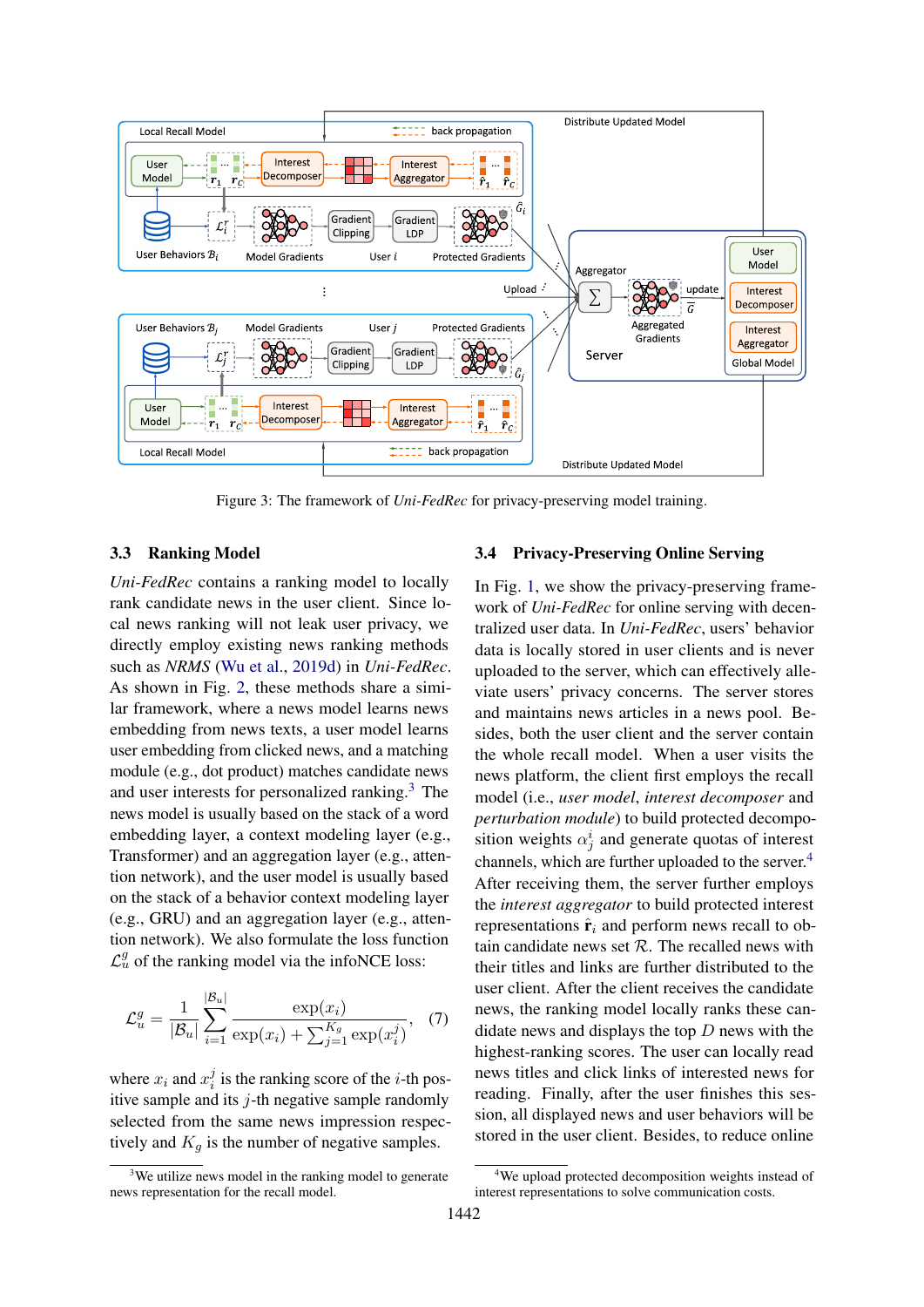Figure 3: The framework of *Uni-FedRec* for privacy-preserving model training.

### 3.3 Ranking Model

*Uni-FedRec* contains a ranking model to locally rank candidate news in the user client. Since local news ranking will not leak user privacy, we directly employ existing news ranking methods such as *NRMS* (Wu et al., 2019d) in *Uni-FedRec*. As shown in Fig. 2, these methods share a similar framework, where a news model learns news embedding from news texts, a user model learns user embedding from clicked news, and a matching module (e.g., dot product) matches candidate news and user interests for personalized ranking.[3] The news model is usually based on the stack of a word embedding layer, a context modeling layer (e.g., Transformer) and an aggregation layer (e.g., attention network), and the user model is usually based on the stack of a behavior context modeling layer (e.g., GRU) and an aggregation layer (e.g., attention network). We also formulate the loss function $\mathcal{L}^g_u$ of the ranking model via the infoNCE loss:

$$\mathcal{L}^g_u = \frac{1}{|\mathcal{B}_u|} \sum_{i=1}^{|\mathcal{B}_u|} \frac{\exp(x_i)}{\exp(x_i) + \sum_{j=1}^{K_g} \exp(x_i^j)}, \quad (7)$$

where $x_i$ and $x_i^j$ is the ranking score of the $i$-th positive sample and its $j$-th negative sample randomly selected from the same news impression respectively and $K_g$ is the number of negative samples.

[3] We utilize news model in the ranking model to generate news representation for the recall model.

### 3.4 Privacy-Preserving Online Serving

In Fig. 1, we show the privacy-preserving framework of *Uni-FedRec* for online serving with decentralized user data. In *Uni-FedRec*, users' behavior data is locally stored in user clients and is never uploaded to the server, which can effectively alleviate users' privacy concerns. The server stores and maintains news articles in a news pool. Besides, both the user client and the server contain the whole recall model. When a user visits the news platform, the client first employs the recall model (i.e., *user model*, *interest decomposer* and *perturbation module*) to build protected decomposition weights $\alpha^i_j$ and generate quotas of interest channels, which are further uploaded to the server.[4] After receiving them, the server further employs the *interest aggregator* to build protected interest representations $\hat{\mathbf{r}}_i$ and perform news recall to obtain candidate news set $\mathcal{R}$. The recalled news with their titles and links are further distributed to the user client. After the client receives the candidate news, the ranking model locally ranks these candidate news and displays the top $D$ news with the highest-ranking scores. The user can locally read news titles and click links of interested news for reading. Finally, after the user finishes this session, all displayed news and user behaviors will be stored in the user client. Besides, to reduce online

[4] We upload protected decomposition weights instead of interest representations to solve communication costs.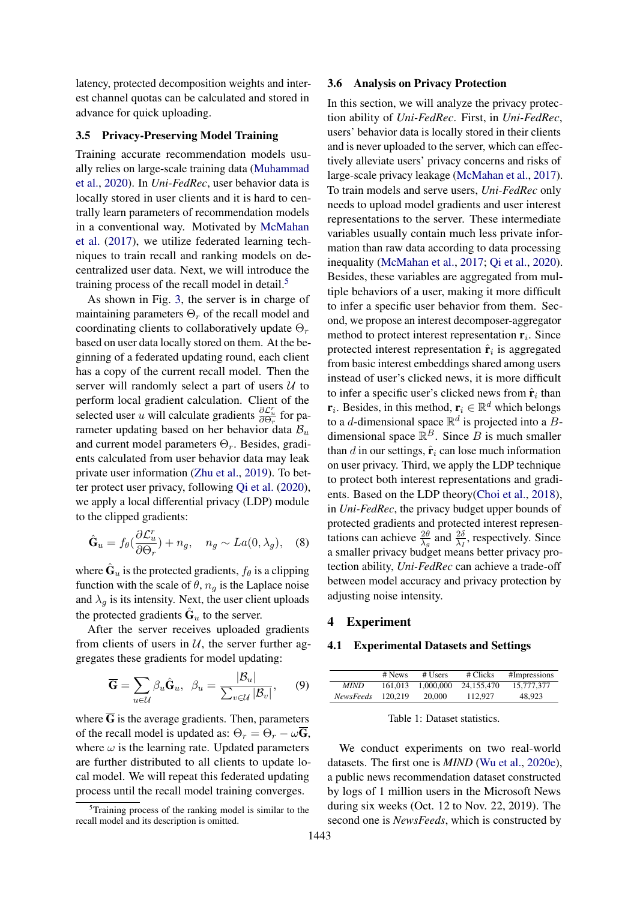latency, protected decomposition weights and interest channel quotas can be calculated and stored in advance for quick uploading.

### 3.5 Privacy-Preserving Model Training

Training accurate recommendation models usually relies on large-scale training data (Muhammad et al., 2020). In *Uni-FedRec*, user behavior data is locally stored in user clients and it is hard to centrally learn parameters of recommendation models in a conventional way. Motivated by McMahan et al. (2017), we utilize federated learning techniques to train recall and ranking models on decentralized user data. Next, we will introduce the training process of the recall model in detail.[5]

As shown in Fig. 3, the server is in charge of maintaining parameters $\Theta_r$ of the recall model and coordinating clients to collaboratively update $\Theta_r$ based on user data locally stored on them. At the beginning of a federated updating round, each client has a copy of the current recall model. Then the server will randomly select a part of users $\mathcal{U}$ to perform local gradient calculation. Client of the selected user $u$ will calculate gradients $\frac{\partial \mathcal{L}_u^r}{\partial \Theta_r}$ for parameter updating based on her behavior data $\mathcal{B}_u$ and current model parameters $\Theta_r$. Besides, gradients calculated from user behavior data may leak private user information (Zhu et al., 2019). To better protect user privacy, following Qi et al. (2020), we apply a local differential privacy (LDP) module to the clipped gradients:

$$\hat{\mathbf{G}}_u = f_\theta(\frac{\partial \mathcal{L}_u^r}{\partial \Theta_r}) + n_g, \quad n_g \sim La(0, \lambda_g), \quad (8)$$

where $\hat{\mathbf{G}}_u$ is the protected gradients, $f_\theta$ is a clipping function with the scale of $\theta$, $n_g$ is the Laplace noise and $\lambda_g$ is its intensity. Next, the user client uploads the protected gradients $\hat{\mathbf{G}}_u$ to the server.

After the server receives uploaded gradients from clients of users in $\mathcal{U}$, the server further aggregates these gradients for model updating:

$$\overline{\mathbf{G}} = \sum_{u \in \mathcal{U}} \beta_u \hat{\mathbf{G}}_u, \quad \beta_u = \frac{|\mathcal{B}_u|}{\sum_{v \in \mathcal{U}} |\mathcal{B}_v|}, \quad (9)$$

where $\overline{\mathbf{G}}$ is the average gradients. Then, parameters of the recall model is updated as: $\Theta_r = \Theta_r - \omega \overline{\mathbf{G}}$, where $\omega$ is the learning rate. Updated parameters are further distributed to all clients to update local model. We will repeat this federated updating process until the recall model training converges.

[5] Training process of the ranking model is similar to the recall model and its description is omitted.

### 3.6 Analysis on Privacy Protection

In this section, we will analyze the privacy protection ability of *Uni-FedRec*. First, in *Uni-FedRec*, users' behavior data is locally stored in their clients and is never uploaded to the server, which can effectively alleviate users' privacy concerns and risks of large-scale privacy leakage (McMahan et al., 2017). To train models and serve users, *Uni-FedRec* only needs to upload model gradients and user interest representations to the server. These intermediate variables usually contain much less private information than raw data according to data processing inequality (McMahan et al., 2017; Qi et al., 2020). Besides, these variables are aggregated from multiple behaviors of a user, making it more difficult to infer a specific user behavior from them. Second, we propose an interest decomposer-aggregator method to protect interest representation $\mathbf{r}_i$. Since protected interest representation $\hat{\mathbf{r}}_i$ is aggregated from basic interest embeddings shared among users instead of user's clicked news, it is more difficult to infer a specific user's clicked news from $\hat{\mathbf{r}}_i$ than $\mathbf{r}_i$. Besides, in this method, $\mathbf{r}_i \in \mathbb{R}^d$ which belongs to a $d$-dimensional space $\mathbb{R}^d$ is projected into a $B$-dimensional space $\mathbb{R}^B$. Since $B$ is much smaller than $d$ in our settings, $\hat{\mathbf{r}}_i$ can lose much information on user privacy. Third, we apply the LDP technique to protect both interest representations and gradients. Based on the LDP theory(Choi et al., 2018), in *Uni-FedRec*, the privacy budget upper bounds of protected gradients and protected interest representations can achieve $\frac{2\theta}{\lambda_g}$ and $\frac{2\delta}{\lambda_I}$, respectively. Since a smaller privacy budget means better privacy protection ability, *Uni-FedRec* can achieve a trade-off between model accuracy and privacy protection by adjusting noise intensity.

## 4 Experiment

### 4.1 Experimental Datasets and Settings

| | # News | # Users | # Clicks | #Impressions |
|---|---|---|---|---|
| *MIND* | 161,013 | 1,000,000 | 24,155,470 | 15,777,377 |
| *NewsFeeds* | 120,219 | 20,000 | 112,927 | 48,923 |

Table 1: Dataset statistics.

We conduct experiments on two real-world datasets. The first one is *MIND* (Wu et al., 2020e), a public news recommendation dataset constructed by logs of 1 million users in the Microsoft News during six weeks (Oct. 12 to Nov. 22, 2019). The second one is *NewsFeeds*, which is constructed by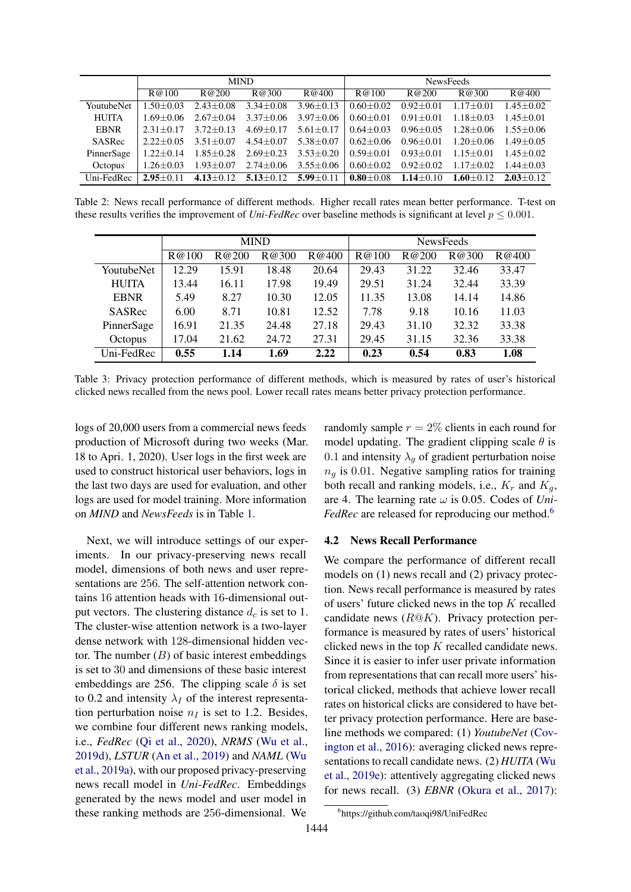| | MIND | | | | NewsFeeds | | | |
|---|---|---|---|---|---|---|---|---|
| | R@100 | R@200 | R@300 | R@400 | R@100 | R@200 | R@300 | R@400 |
| YoutubeNet | 1.50±0.03 | 2.43±0.08 | 3.34±0.08 | 3.96±0.13 | 0.60±0.02 | 0.92±0.01 | 1.17±0.01 | 1.45±0.02 |
| HUITA | 1.69±0.06 | 2.67±0.04 | 3.37±0.06 | 3.97±0.06 | 0.60±0.01 | 0.91±0.01 | 1.18±0.03 | 1.45±0.01 |
| EBNR | 2.31±0.17 | 3.72±0.13 | 4.69±0.17 | 5.61±0.17 | 0.64±0.03 | 0.96±0.05 | 1.28±0.06 | 1.55±0.06 |
| SASRec | 2.22±0.05 | 3.51±0.07 | 4.54±0.07 | 5.38±0.07 | 0.62±0.06 | 0.96±0.01 | 1.20±0.06 | 1.49±0.05 |
| PinnerSage | 1.22±0.14 | 1.85±0.28 | 2.69±0.23 | 3.53±0.20 | 0.59±0.01 | 0.93±0.01 | 1.15±0.01 | 1.45±0.02 |
| Octopus | 1.26±0.03 | 1.93±0.07 | 2.74±0.06 | 3.55±0.06 | 0.60±0.02 | 0.92±0.02 | 1.17±0.02 | 1.44±0.03 |
| Uni-FedRec | **2.95**±0.11 | **4.13**±0.12 | **5.13**±0.12 | **5.99**±0.11 | **0.80**±0.08 | **1.14**±0.10 | **1.60**±0.12 | **2.03**±0.12 |

Table 2: News recall performance of different methods. Higher recall rates mean better performance. T-test on these results verifies the improvement of *Uni-FedRec* over baseline methods is significant at level $p \leq 0.001$.

| | MIND | | | | NewsFeeds | | | |
|---|---|---|---|---|---|---|---|---|
| | R@100 | R@200 | R@300 | R@400 | R@100 | R@200 | R@300 | R@400 |
| YoutubeNet | 12.29 | 15.91 | 18.48 | 20.64 | 29.43 | 31.22 | 32.46 | 33.47 |
| HUITA | 13.44 | 16.11 | 17.98 | 19.49 | 29.51 | 31.24 | 32.44 | 33.39 |
| EBNR | 5.49 | 8.27 | 10.30 | 12.05 | 11.35 | 13.08 | 14.14 | 14.86 |
| SASRec | 6.00 | 8.71 | 10.81 | 12.52 | 7.78 | 9.18 | 10.16 | 11.03 |
| PinnerSage | 16.91 | 21.35 | 24.48 | 27.18 | 29.43 | 31.10 | 32.32 | 33.38 |
| Octopus | 17.04 | 21.62 | 24.72 | 27.31 | 29.45 | 31.15 | 32.36 | 33.38 |
| Uni-FedRec | **0.55** | **1.14** | **1.69** | **2.22** | **0.23** | **0.54** | **0.83** | **1.08** |

Table 3: Privacy protection performance of different methods, which is measured by rates of user's historical clicked news recalled from the news pool. Lower recall rates means better privacy protection performance.

logs of 20,000 users from a commercial news feeds production of Microsoft during two weeks (Mar. 18 to Apri. 1, 2020). User logs in the first week are used to construct historical user behaviors, logs in the last two days are used for evaluation, and other logs are used for model training. More information on *MIND* and *NewsFeeds* is in Table 1.

Next, we will introduce settings of our experiments. In our privacy-preserving news recall model, dimensions of both news and user representations are 256. The self-attention network contains 16 attention heads with 16-dimensional output vectors. The clustering distance $d_c$ is set to 1. The cluster-wise attention network is a two-layer dense network with 128-dimensional hidden vector. The number ($B$) of basic interest embeddings is set to 30 and dimensions of these basic interest embeddings are 256. The clipping scale $\delta$ is set to 0.2 and intensity $\lambda_I$ of the interest representation perturbation noise $n_I$ is set to 1.2. Besides, we combine four different news ranking models, i.e., *FedRec* (Qi et al., 2020), *NRMS* (Wu et al., 2019d), *LSTUR* (An et al., 2019) and *NAML* (Wu et al., 2019a), with our proposed privacy-preserving news recall model in *Uni-FedRec*. Embeddings generated by the news model and user model in these ranking methods are 256-dimensional. We randomly sample $r = 2\%$ clients in each round for model updating. The gradient clipping scale $\theta$ is 0.1 and intensity $\lambda_g$ of gradient perturbation noise $n_g$ is 0.01. Negative sampling ratios for training both recall and ranking models, i.e., $K_r$ and $K_g$, are 4. The learning rate $\omega$ is 0.05. Codes of *Uni-FedRec* are released for reproducing our method.[6]

### 4.2 News Recall Performance

We compare the performance of different recall models on (1) news recall and (2) privacy protection. News recall performance is measured by rates of users' future clicked news in the top $K$ recalled candidate news ($R@K$). Privacy protection performance is measured by rates of users' historical clicked news in the top $K$ recalled candidate news. Since it is easier to infer user private information from representations that can recall more users' historical clicked, methods that achieve lower recall rates on historical clicks are considered to have better privacy protection performance. Here are baseline methods we compared: (1) *YoutubeNet* (Covington et al., 2016): averaging clicked news representations to recall candidate news. (2) *HUITA* (Wu et al., 2019e): attentively aggregating clicked news for news recall. (3) *EBNR* (Okura et al., 2017):

[6] https://github.com/taoqi98/UniFedRec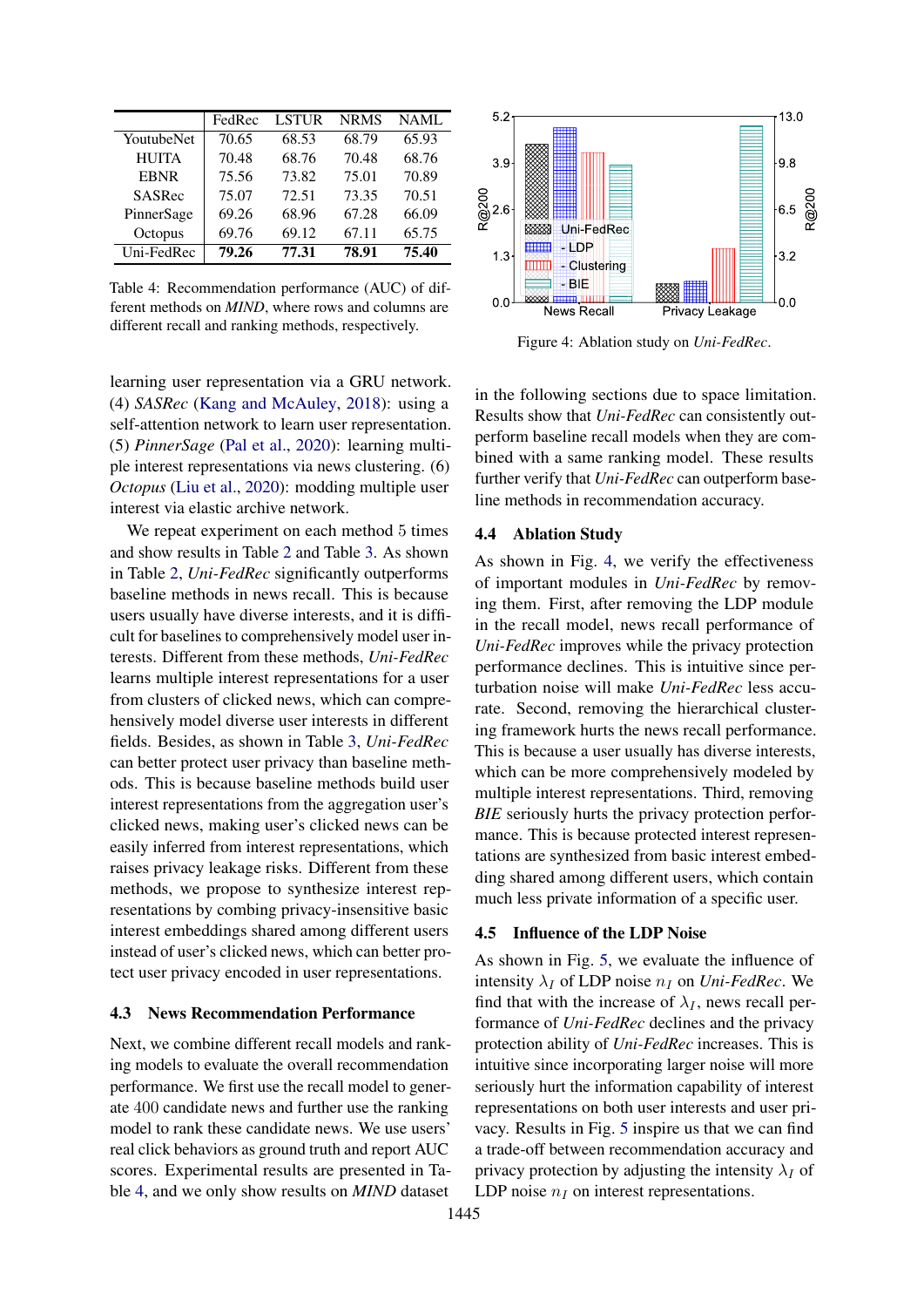|  | FedRec | LSTUR | NRMS | NAML |
|---|---|---|---|---|
| YoutubeNet | 70.65 | 68.53 | 68.79 | 65.93 |
| HUITA | 70.48 | 68.76 | 70.48 | 68.76 |
| EBNR | 75.56 | 73.82 | 75.01 | 70.89 |
| SASRec | 75.07 | 72.51 | 73.35 | 70.51 |
| PinnerSage | 69.26 | 68.96 | 67.28 | 66.09 |
| Octopus | 69.76 | 69.12 | 67.11 | 65.75 |
| Uni-FedRec | **79.26** | **77.31** | **78.91** | **75.40** |

Table 4: Recommendation performance (AUC) of different methods on *MIND*, where rows and columns are different recall and ranking methods, respectively.

learning user representation via a GRU network. (4) *SASRec* (Kang and McAuley, 2018): using a self-attention network to learn user representation. (5) *PinnerSage* (Pal et al., 2020): learning multiple interest representations via news clustering. (6) *Octopus* (Liu et al., 2020): modding multiple user interest via elastic archive network.

We repeat experiment on each method 5 times and show results in Table 2 and Table 3. As shown in Table 2, *Uni-FedRec* significantly outperforms baseline methods in news recall. This is because users usually have diverse interests, and it is difficult for baselines to comprehensively model user interests. Different from these methods, *Uni-FedRec* learns multiple interest representations for a user from clusters of clicked news, which can comprehensively model diverse user interests in different fields. Besides, as shown in Table 3, *Uni-FedRec* can better protect user privacy than baseline methods. This is because baseline methods build user interest representations from the aggregation user's clicked news, making user's clicked news can be easily inferred from interest representations, which raises privacy leakage risks. Different from these methods, we propose to synthesize interest representations by combining privacy-insensitive basic interest embeddings shared among different users instead of user's clicked news, which can better protect user privacy encoded in user representations.

### 4.3 News Recommendation Performance

Next, we combine different recall models and ranking models to evaluate the overall recommendation performance. We first use the recall model to generate 400 candidate news and further use the ranking model to rank these candidate news. We use users' real click behaviors as ground truth and report AUC scores. Experimental results are presented in Table 4, and we only show results on *MIND* dataset in the following sections due to space limitation. Results show that *Uni-FedRec* can consistently outperform baseline recall models when they are combined with a same ranking model. These results further verify that *Uni-FedRec* can outperform baseline methods in recommendation accuracy.

Figure 4: Ablation study on *Uni-FedRec*.

### 4.4 Ablation Study

As shown in Fig. 4, we verify the effectiveness of important modules in *Uni-FedRec* by removing them. First, after removing the LDP module in the recall model, news recall performance of *Uni-FedRec* improves while the privacy protection performance declines. This is intuitive since perturbation noise will make *Uni-FedRec* less accurate. Second, removing the hierarchical clustering framework hurts the news recall performance. This is because a user usually has diverse interests, which can be more comprehensively modeled by multiple interest representations. Third, removing *BIE* seriously hurts the privacy protection performance. This is because protected interest representations are synthesized from basic interest embedding shared among different users, which contain much less private information of a specific user.

### 4.5 Influence of the LDP Noise

As shown in Fig. 5, we evaluate the influence of intensity $\lambda_I$ of LDP noise $n_I$ on *Uni-FedRec*. We find that with the increase of $\lambda_I$, news recall performance of *Uni-FedRec* declines and the privacy protection ability of *Uni-FedRec* increases. This is intuitive since incorporating larger noise will more seriously hurt the information capability of interest representations on both user interests and user privacy. Results in Fig. 5 inspire us that we can find a trade-off between recommendation accuracy and privacy protection by adjusting the intensity $\lambda_I$ of LDP noise $n_I$ on interest representations.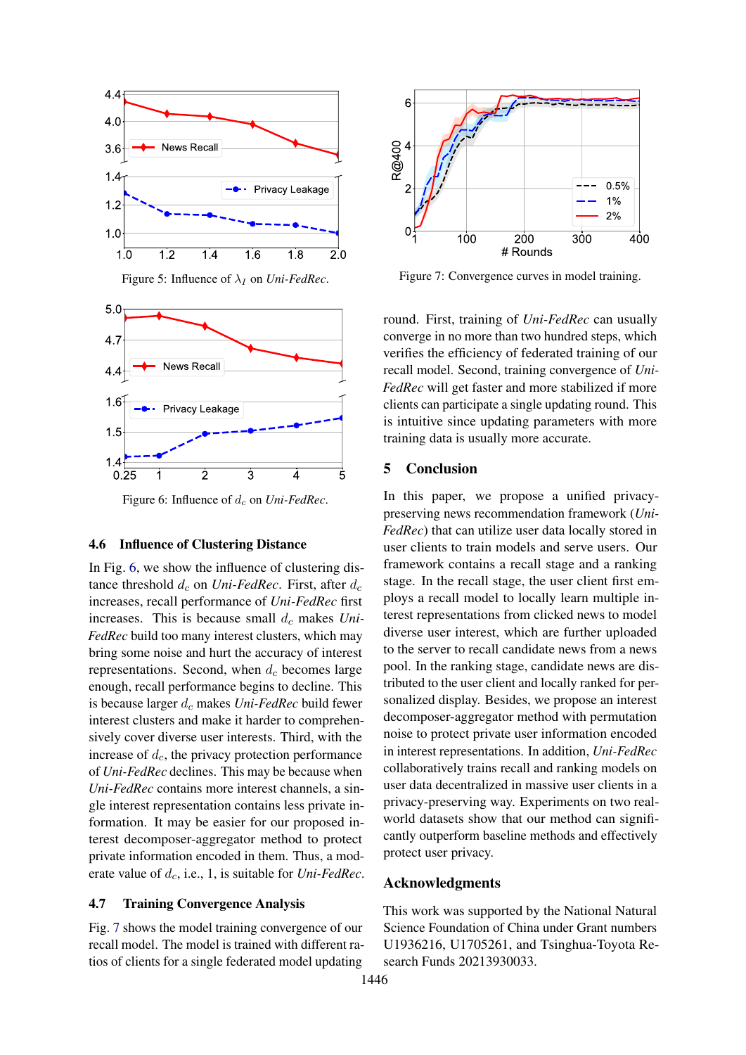Figure 5: Influence of $\lambda_I$ on *Uni-FedRec*.

Figure 6: Influence of $d_c$ on *Uni-FedRec*.

### 4.6 Influence of Clustering Distance

In Fig. 6, we show the influence of clustering distance threshold $d_c$ on *Uni-FedRec*. First, after $d_c$ increases, recall performance of *Uni-FedRec* first increases. This is because small $d_c$ makes *Uni-FedRec* build too many interest clusters, which may bring some noise and hurt the accuracy of interest representations. Second, when $d_c$ becomes large enough, recall performance begins to decline. This is because larger $d_c$ makes *Uni-FedRec* build fewer interest clusters and make it harder to comprehensively cover diverse user interests. Third, with the increase of $d_c$, the privacy protection performance of *Uni-FedRec* declines. This may be because when *Uni-FedRec* contains more interest channels, a single interest representation contains less private information. It may be easier for our proposed interest decomposer-aggregator method to protect private information encoded in them. Thus, a moderate value of $d_c$, i.e., 1, is suitable for *Uni-FedRec*.

### 4.7 Training Convergence Analysis

Fig. 7 shows the model training convergence of our recall model. The model is trained with different ratios of clients for a single federated model updating round. First, training of *Uni-FedRec* can usually converge in no more than two hundred steps, which verifies the efficiency of federated training of our recall model. Second, training convergence of *Uni-FedRec* will get faster and more stabilized if more clients can participate a single updating round. This is intuitive since updating parameters with more training data is usually more accurate.

Figure 7: Convergence curves in model training.

## 5 Conclusion

In this paper, we propose a unified privacy-preserving news recommendation framework (*Uni-FedRec*) that can utilize user data locally stored in user clients to train models and serve users. Our framework contains a recall stage and a ranking stage. In the recall stage, the user client first employs a recall model to locally learn multiple interest representations from clicked news to model diverse user interest, which are further uploaded to the server to recall candidate news from a news pool. In the ranking stage, candidate news are distributed to the user client and locally ranked for personalized display. Besides, we propose an interest decomposer-aggregator method with permutation noise to protect private user information encoded in interest representations. In addition, *Uni-FedRec* collaboratively trains recall and ranking models on user data decentralized in massive user clients in a privacy-preserving way. Experiments on two real-world datasets show that our method can significantly outperform baseline methods and effectively protect user privacy.

## Acknowledgments

This work was supported by the National Natural Science Foundation of China under Grant numbers U1936216, U1705261, and Tsinghua-Toyota Research Funds 20213930033.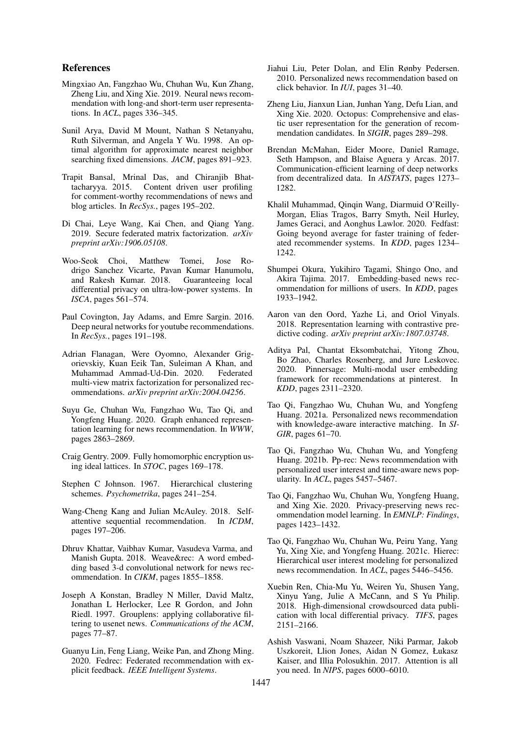## References

Mingxiao An, Fangzhao Wu, Chuhan Wu, Kun Zhang, Zheng Liu, and Xing Xie. 2019. Neural news recommendation with long-and short-term user representations. In *ACL*, pages 336–345.

Sunil Arya, David M Mount, Nathan S Netanyahu, Ruth Silverman, and Angela Y Wu. 1998. An optimal algorithm for approximate nearest neighbor searching fixed dimensions. *JACM*, pages 891–923.

Trapit Bansal, Mrinal Das, and Chiranjib Bhattacharyya. 2015. Content driven user profiling for comment-worthy recommendations of news and blog articles. In *RecSys.*, pages 195–202.

Di Chai, Leye Wang, Kai Chen, and Qiang Yang. 2019. Secure federated matrix factorization. *arXiv preprint arXiv:1906.05108*.

Woo-Seok Choi, Matthew Tomei, Jose Rodrigo Sanchez Vicarte, Pavan Kumar Hanumolu, and Rakesh Kumar. 2018. Guaranteeing local differential privacy on ultra-low-power systems. In *ISCA*, pages 561–574.

Paul Covington, Jay Adams, and Emre Sargin. 2016. Deep neural networks for youtube recommendations. In *RecSys.*, pages 191–198.

Adrian Flanagan, Were Oyomno, Alexander Grigorievskiy, Kuan Eeik Tan, Suleiman A Khan, and Muhammad Ammad-Ud-Din. 2020. Federated multi-view matrix factorization for personalized recommendations. *arXiv preprint arXiv:2004.04256*.

Suyu Ge, Chuhan Wu, Fangzhao Wu, Tao Qi, and Yongfeng Huang. 2020. Graph enhanced representation learning for news recommendation. In *WWW*, pages 2863–2869.

Craig Gentry. 2009. Fully homomorphic encryption using ideal lattices. In *STOC*, pages 169–178.

Stephen C Johnson. 1967. Hierarchical clustering schemes. *Psychometrika*, pages 241–254.

Wang-Cheng Kang and Julian McAuley. 2018. Self-attentive sequential recommendation. In *ICDM*, pages 197–206.

Dhruv Khattar, Vaibhav Kumar, Vasudeva Varma, and Manish Gupta. 2018. Weave&rec: A word embedding based 3-d convolutional network for news recommendation. In *CIKM*, pages 1855–1858.

Joseph A Konstan, Bradley N Miller, David Maltz, Jonathan L Herlocker, Lee R Gordon, and John Riedl. 1997. Grouplens: applying collaborative filtering to usenet news. *Communications of the ACM*, pages 77–87.

Guanyu Lin, Feng Liang, Weike Pan, and Zhong Ming. 2020. Fedrec: Federated recommendation with explicit feedback. *IEEE Intelligent Systems*.

Jiahui Liu, Peter Dolan, and Elin Rønby Pedersen. 2010. Personalized news recommendation based on click behavior. In *IUI*, pages 31–40.

Zheng Liu, Jianxun Lian, Junhan Yang, Defu Lian, and Xing Xie. 2020. Octopus: Comprehensive and elastic user representation for the generation of recommendation candidates. In *SIGIR*, pages 289–298.

Brendan McMahan, Eider Moore, Daniel Ramage, Seth Hampson, and Blaise Aguera y Arcas. 2017. Communication-efficient learning of deep networks from decentralized data. In *AISTATS*, pages 1273–1282.

Khalil Muhammad, Qinqin Wang, Diarmuid O'Reilly-Morgan, Elias Tragos, Barry Smyth, Neil Hurley, James Geraci, and Aonghus Lawlor. 2020. Fedfast: Going beyond average for faster training of federated recommender systems. In *KDD*, pages 1234–1242.

Shumpei Okura, Yukihiro Tagami, Shingo Ono, and Akira Tajima. 2017. Embedding-based news recommendation for millions of users. In *KDD*, pages 1933–1942.

Aaron van den Oord, Yazhe Li, and Oriol Vinyals. 2018. Representation learning with contrastive predictive coding. *arXiv preprint arXiv:1807.03748*.

Aditya Pal, Chantat Eksombatchai, Yitong Zhou, Bo Zhao, Charles Rosenberg, and Jure Leskovec. 2020. Pinnersage: Multi-modal user embedding framework for recommendations at pinterest. In *KDD*, pages 2311–2320.

Tao Qi, Fangzhao Wu, Chuhan Wu, and Yongfeng Huang. 2021a. Personalized news recommendation with knowledge-aware interactive matching. In *SIGIR*, pages 61–70.

Tao Qi, Fangzhao Wu, Chuhan Wu, and Yongfeng Huang. 2021b. Pp-rec: News recommendation with personalized user interest and time-aware news popularity. In *ACL*, pages 5457–5467.

Tao Qi, Fangzhao Wu, Chuhan Wu, Yongfeng Huang, and Xing Xie. 2020. Privacy-preserving news recommendation model learning. In *EMNLP: Findings*, pages 1423–1432.

Tao Qi, Fangzhao Wu, Chuhan Wu, Peiru Yang, Yang Yu, Xing Xie, and Yongfeng Huang. 2021c. Hierec: Hierarchical user interest modeling for personalized news recommendation. In *ACL*, pages 5446–5456.

Xuebin Ren, Chia-Mu Yu, Weiren Yu, Shusen Yang, Xinyu Yang, Julie A McCann, and S Yu Philip. 2018. High-dimensional crowdsourced data publication with local differential privacy. *TIFS*, pages 2151–2166.

Ashish Vaswani, Noam Shazeer, Niki Parmar, Jakob Uszkoreit, Llion Jones, Aidan N Gomez, Łukasz Kaiser, and Illia Polosukhin. 2017. Attention is all you need. In *NIPS*, pages 6000–6010.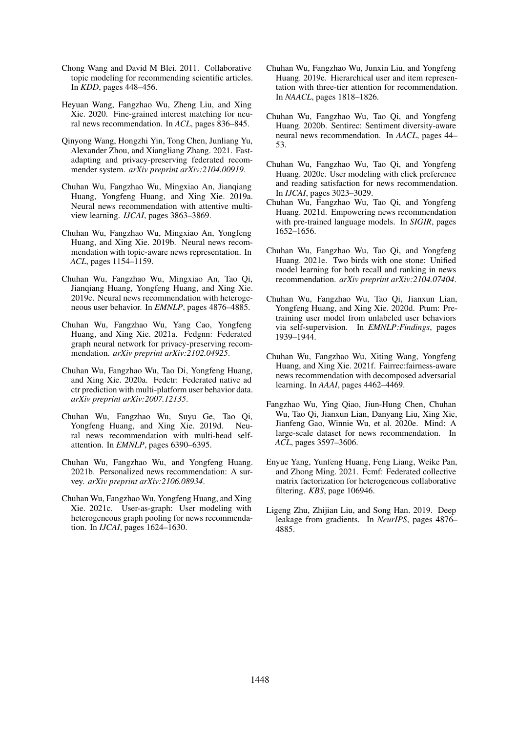Chong Wang and David M Blei. 2011. Collaborative topic modeling for recommending scientific articles. In *KDD*, pages 448–456.

Heyuan Wang, Fangzhao Wu, Zheng Liu, and Xing Xie. 2020. Fine-grained interest matching for neural news recommendation. In *ACL*, pages 836–845.

Qinyong Wang, Hongzhi Yin, Tong Chen, Junliang Yu, Alexander Zhou, and Xiangliang Zhang. 2021. Fast-adapting and privacy-preserving federated recommender system. *arXiv preprint arXiv:2104.00919*.

Chuhan Wu, Fangzhao Wu, Mingxiao An, Jianqiang Huang, Yongfeng Huang, and Xing Xie. 2019a. Neural news recommendation with attentive multi-view learning. *IJCAI*, pages 3863–3869.

Chuhan Wu, Fangzhao Wu, Mingxiao An, Yongfeng Huang, and Xing Xie. 2019b. Neural news recommendation with topic-aware news representation. In *ACL*, pages 1154–1159.

Chuhan Wu, Fangzhao Wu, Mingxiao An, Tao Qi, Jianqiang Huang, Yongfeng Huang, and Xing Xie. 2019c. Neural news recommendation with heterogeneous user behavior. In *EMNLP*, pages 4876–4885.

Chuhan Wu, Fangzhao Wu, Yang Cao, Yongfeng Huang, and Xing Xie. 2021a. Fedgnn: Federated graph neural network for privacy-preserving recommendation. *arXiv preprint arXiv:2102.04925*.

Chuhan Wu, Fangzhao Wu, Tao Di, Yongfeng Huang, and Xing Xie. 2020a. Fedctr: Federated native ad ctr prediction with multi-platform user behavior data. *arXiv preprint arXiv:2007.12135*.

Chuhan Wu, Fangzhao Wu, Suyu Ge, Tao Qi, Yongfeng Huang, and Xing Xie. 2019d. Neural news recommendation with multi-head self-attention. In *EMNLP*, pages 6390–6395.

Chuhan Wu, Fangzhao Wu, and Yongfeng Huang. 2021b. Personalized news recommendation: A survey. *arXiv preprint arXiv:2106.08934*.

Chuhan Wu, Fangzhao Wu, Yongfeng Huang, and Xing Xie. 2021c. User-as-graph: User modeling with heterogeneous graph pooling for news recommendation. In *IJCAI*, pages 1624–1630.

Chuhan Wu, Fangzhao Wu, Junxin Liu, and Yongfeng Huang. 2019e. Hierarchical user and item representation with three-tier attention for recommendation. In *NAACL*, pages 1818–1826.

Chuhan Wu, Fangzhao Wu, Tao Qi, and Yongfeng Huang. 2020b. Sentirec: Sentiment diversity-aware neural news recommendation. In *AACL*, pages 44–53.

Chuhan Wu, Fangzhao Wu, Tao Qi, and Yongfeng Huang. 2020c. User modeling with click preference and reading satisfaction for news recommendation. In *IJCAI*, pages 3023–3029.

Chuhan Wu, Fangzhao Wu, Tao Qi, and Yongfeng Huang. 2021d. Empowering news recommendation with pre-trained language models. In *SIGIR*, pages 1652–1656.

Chuhan Wu, Fangzhao Wu, Tao Qi, and Yongfeng Huang. 2021e. Two birds with one stone: Unified model learning for both recall and ranking in news recommendation. *arXiv preprint arXiv:2104.07404*.

Chuhan Wu, Fangzhao Wu, Tao Qi, Jianxun Lian, Yongfeng Huang, and Xing Xie. 2020d. Ptum: Pre-training user model from unlabeled user behaviors via self-supervision. In *EMNLP:Findings*, pages 1939–1944.

Chuhan Wu, Fangzhao Wu, Xiting Wang, Yongfeng Huang, and Xing Xie. 2021f. Fairrec:fairness-aware news recommendation with decomposed adversarial learning. In *AAAI*, pages 4462–4469.

Fangzhao Wu, Ying Qiao, Jiun-Hung Chen, Chuhan Wu, Tao Qi, Jianxun Lian, Danyang Liu, Xing Xie, Jianfeng Gao, Winnie Wu, et al. 2020e. Mind: A large-scale dataset for news recommendation. In *ACL*, pages 3597–3606.

Enyue Yang, Yunfeng Huang, Feng Liang, Weike Pan, and Zhong Ming. 2021. Fcmf: Federated collective matrix factorization for heterogeneous collaborative filtering. *KBS*, page 106946.

Ligeng Zhu, Zhijian Liu, and Song Han. 2019. Deep leakage from gradients. In *NeurIPS*, pages 4876–4885.